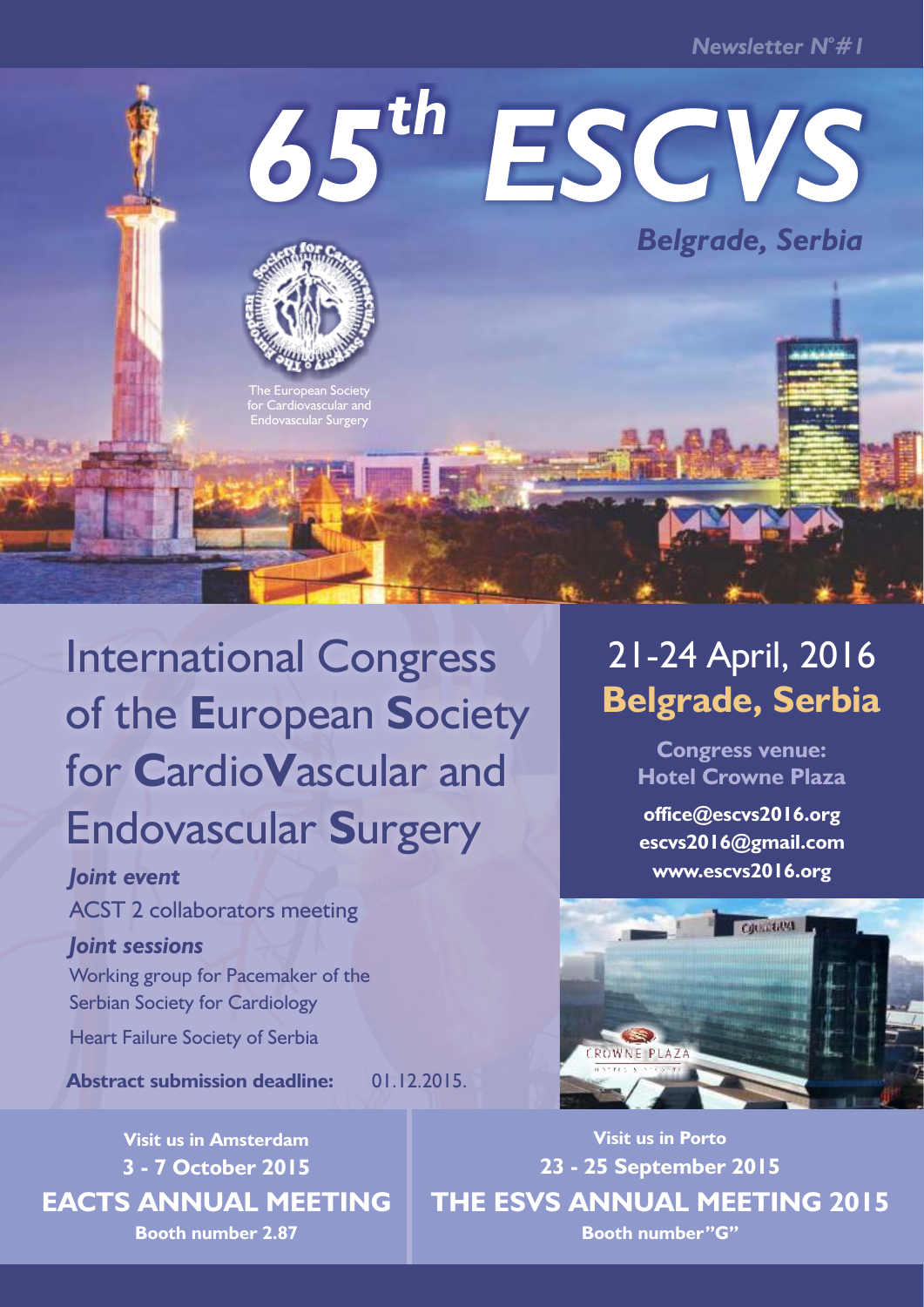*Newsletter N°#1*

# 65th ESCVS

*Belgrade, Serbia*

The European Society for Cardiovascular and Endovascular Surgery

## International Congress of the **E**uropean **S**ociety for **C**ardio**V**ascular and Endovascular **S**urgery

***Joint event***

ACST 2 collaborators meeting

***Joint sessions***

Working group for Pacemaker of the Serbian Society for Cardiology

Heart Failure Society of Serbia

**Abstract submission deadline:** 01.12.2015.

## 21-24 April, 2016
## **Belgrade, Serbia**

**Congress venue:**
**Hotel Crowne Plaza**

**office@escvs2016.org**
**escvs2016@gmail.com**
**www.escvs2016.org**

**Visit us in Amsterdam**
**3 - 7 October 2015**
**EACTS ANNUAL MEETING**
**Booth number 2.87**

**Visit us in Porto**
**23 - 25 September 2015**
**THE ESVS ANNUAL MEETING 2015**
**Booth number"G"**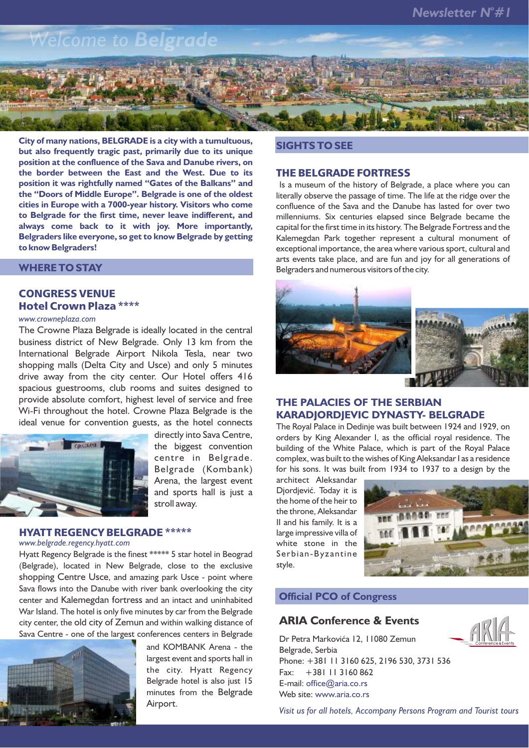# Welcome to Belgrade

**City of many nations, BELGRADE is a city with a tumultuous, but also frequently tragic past, primarily due to its unique position at the confluence of the Sava and Danube rivers, on the border between the East and the West. Due to its position it was rightfully named "Gates of the Balkans" and the "Doors of Middle Europe". Belgrade is one of the oldest cities in Europe with a 7000-year history. Visitors who come to Belgrade for the first time, never leave indifferent, and always come back to it with joy. More importantly, Belgraders like everyone, so get to know Belgrade by getting to know Belgraders!**

## WHERE TO STAY

### CONGRESS VENUE
### Hotel Crown Plaza ****

*www.crowneplaza.com*

The Crowne Plaza Belgrade is ideally located in the central business district of New Belgrade. Only 13 km from the International Belgrade Airport Nikola Tesla, near two shopping malls (Delta City and Usce) and only 5 minutes drive away from the city center. Our Hotel offers 416 spacious guestrooms, club rooms and suites designed to provide absolute comfort, highest level of service and free Wi-Fi throughout the hotel. Crowne Plaza Belgrade is the ideal venue for convention guests, as the hotel connects directly into Sava Centre, the biggest convention centre in Belgrade. Belgrade (Kombank) Arena, the largest event and sports hall is just a stroll away.

### HYATT REGENCY BELGRADE *****

*www.belgrade.regency.hyatt.com*

Hyatt Regency Belgrade is the finest ***** 5 star hotel in Beograd (Belgrade), located in New Belgrade, close to the exclusive shopping Centre Usce, and amazing park Usce - point where Sava flows into the Danube with river bank overlooking the city center and Kalemegdan fortress and an intact and uninhabited War Island. The hotel is only five minutes by car from the Belgrade city center, the old city of Zemun and within walking distance of Sava Centre - one of the largest conferences centers in Belgrade and KOMBANK Arena - the largest event and sports hall in the city. Hyatt Regency Belgrade hotel is also just 15 minutes from the Belgrade Airport.

## SIGHTS TO SEE

### THE BELGRADE FORTRESS

Is a museum of the history of Belgrade, a place where you can literally observe the passage of time. The life at the ridge over the confluence of the Sava and the Danube has lasted for over two millenniums. Six centuries elapsed since Belgrade became the capital for the first time in its history. The Belgrade Fortress and the Kalemegdan Park together represent a cultural monument of exceptional importance, the area where various sport, cultural and arts events take place, and are fun and joy for all generations of Belgraders and numerous visitors of the city.

### THE PALACIES OF THE SERBIAN KARADJORDJEVIC DYNASTY- BELGRADE

The Royal Palace in Dedinje was built between 1924 and 1929, on orders by King Alexander I, as the official royal residence. The building of the White Palace, which is part of the Royal Palace complex, was built to the wishes of King Aleksandar I as a residence for his sons. It was built from 1934 to 1937 to a design by the architect Aleksandar Djordjević. Today it is the home of the heir to the throne, Aleksandar II and his family. It is a large impressive villa of white stone in the Serbian-Byzantine style.

## Official PCO of Congress

### ARIA Conference & Events

Dr Petra Markovića 12, 11080 Zemun
Belgrade, Serbia
Phone: +381 11 3160 625, 2196 530, 3731 536
Fax: +381 11 3160 862
E-mail: office@aria.co.rs
Web site: www.aria.co.rs

*Visit us for all hotels, Accompany Persons Program and Tourist tours*